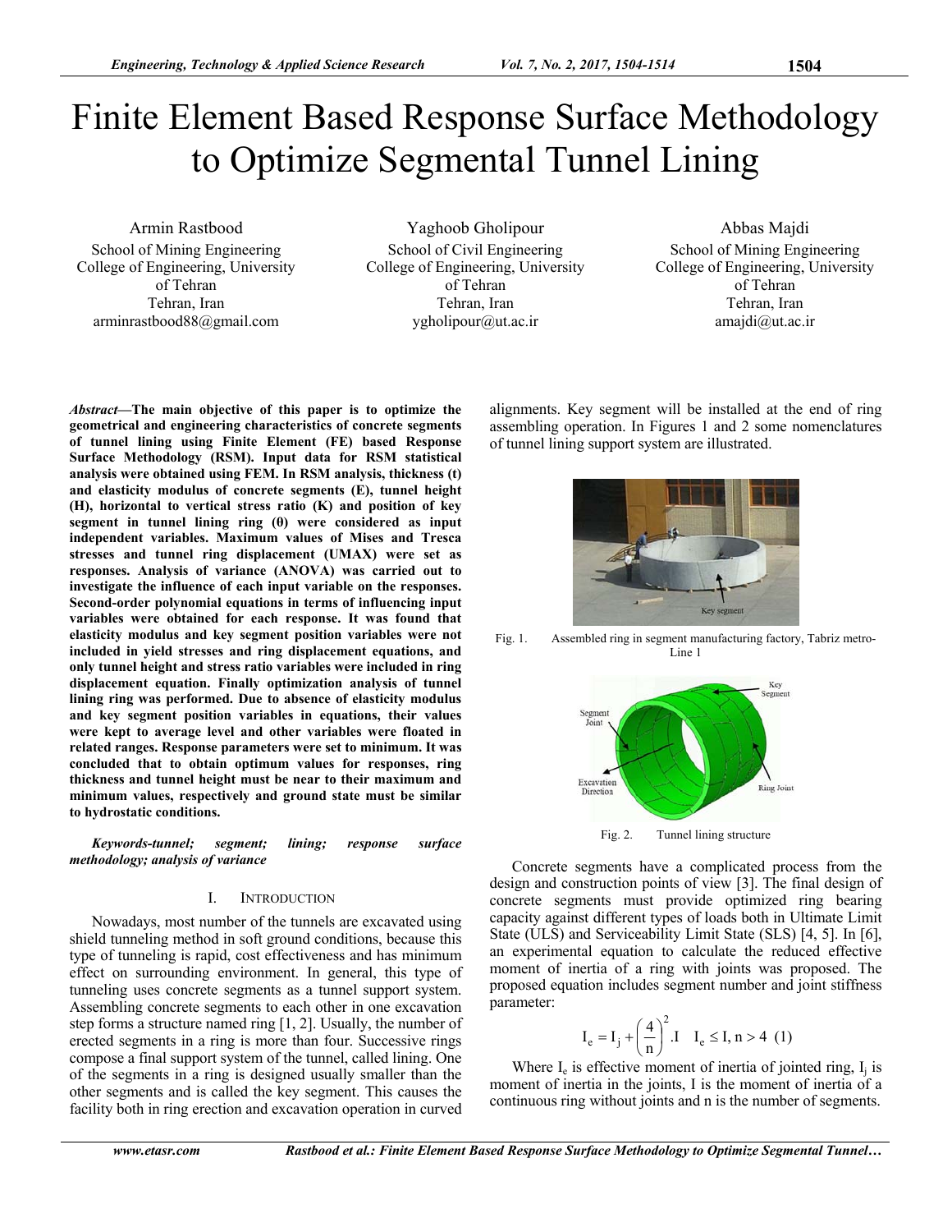# Finite Element Based Response Surface Methodology to Optimize Segmental Tunnel Lining

Armin Rastbood
School of Mining Engineering
College of Engineering, University of Tehran
Tehran, Iran
arminrastbood88@gmail.com

Yaghoob Gholipour
School of Civil Engineering
College of Engineering, University of Tehran
Tehran, Iran
ygholipour@ut.ac.ir

Abbas Majdi
School of Mining Engineering
College of Engineering, University of Tehran
Tehran, Iran
amajdi@ut.ac.ir

***Abstract*—The main objective of this paper is to optimize the geometrical and engineering characteristics of concrete segments of tunnel lining using Finite Element (FE) based Response Surface Methodology (RSM). Input data for RSM statistical analysis were obtained using FEM. In RSM analysis, thickness (t) and elasticity modulus of concrete segments (E), tunnel height (H), horizontal to vertical stress ratio (K) and position of key segment in tunnel lining ring (θ) were considered as input independent variables. Maximum values of Mises and Tresca stresses and tunnel ring displacement (UMAX) were set as responses. Analysis of variance (ANOVA) was carried out to investigate the influence of each input variable on the responses. Second-order polynomial equations in terms of influencing input variables were obtained for each response. It was found that elasticity modulus and key segment position variables were not included in yield stresses and ring displacement equations, and only tunnel height and stress ratio variables were included in ring displacement equation. Finally optimization analysis of tunnel lining ring was performed. Due to absence of elasticity modulus and key segment position variables in equations, their values were kept to average level and other variables were floated in related ranges. Response parameters were set to minimum. It was concluded that to obtain optimum values for responses, ring thickness and tunnel height must be near to their maximum and minimum values, respectively and ground state must be similar to hydrostatic conditions.**

***Keywords-tunnel; segment; lining; response surface methodology; analysis of variance***

## I. Introduction

Nowadays, most number of the tunnels are excavated using shield tunneling method in soft ground conditions, because this type of tunneling is rapid, cost effectiveness and has minimum effect on surrounding environment. In general, this type of tunneling uses concrete segments as a tunnel support system. Assembling concrete segments to each other in one excavation step forms a structure named ring [1, 2]. Usually, the number of erected segments in a ring is more than four. Successive rings compose a final support system of the tunnel, called lining. One of the segments in a ring is designed usually smaller than the other segments and is called the key segment. This causes the facility both in ring erection and excavation operation in curved alignments. Key segment will be installed at the end of ring assembling operation. In Figures 1 and 2 some nomenclatures of tunnel lining support system are illustrated.

Fig. 1. Assembled ring in segment manufacturing factory, Tabriz metro-Line 1

Fig. 2. Tunnel lining structure

Concrete segments have a complicated process from the design and construction points of view [3]. The final design of concrete segments must provide optimized ring bearing capacity against different types of loads both in Ultimate Limit State (ULS) and Serviceability Limit State (SLS) [4, 5]. In [6], an experimental equation to calculate the reduced effective moment of inertia of a ring with joints was proposed. The proposed equation includes segment number and joint stiffness parameter:

$$I_e = I_j + \left(\frac{4}{n}\right)^2 . I \quad I_e \le I, n > 4 \quad (1)$$

Where $I_e$ is effective moment of inertia of jointed ring, $I_j$ is moment of inertia in the joints, I is the moment of inertia of a continuous ring without joints and n is the number of segments.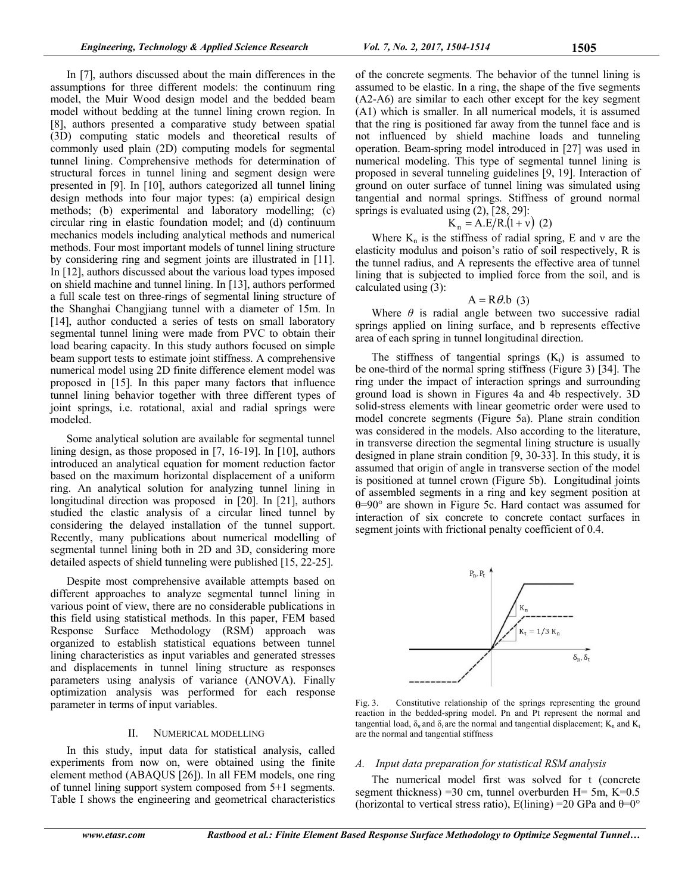In [7], authors discussed about the main differences in the assumptions for three different models: the continuum ring model, the Muir Wood design model and the bedded beam model without bedding at the tunnel lining crown region. In [8], authors presented a comparative study between spatial (3D) computing static models and theoretical results of commonly used plain (2D) computing models for segmental tunnel lining. Comprehensive methods for determination of structural forces in tunnel lining and segment design were presented in [9]. In [10], authors categorized all tunnel lining design methods into four major types: (a) empirical design methods; (b) experimental and laboratory modelling; (c) circular ring in elastic foundation model; and (d) continuum mechanics models including analytical methods and numerical methods. Four most important models of tunnel lining structure by considering ring and segment joints are illustrated in [11]. In [12], authors discussed about the various load types imposed on shield machine and tunnel lining. In [13], authors performed a full scale test on three-rings of segmental lining structure of the Shanghai Changjiang tunnel with a diameter of 15m. In [14], author conducted a series of tests on small laboratory segmental tunnel lining were made from PVC to obtain their load bearing capacity. In this study authors focused on simple beam support tests to estimate joint stiffness. A comprehensive numerical model using 2D finite difference element model was proposed in [15]. In this paper many factors that influence tunnel lining behavior together with three different types of joint springs, i.e. rotational, axial and radial springs were modeled.

Some analytical solution are available for segmental tunnel lining design, as those proposed in [7, 16-19]. In [10], authors introduced an analytical equation for moment reduction factor based on the maximum horizontal displacement of a uniform ring. An analytical solution for analyzing tunnel lining in longitudinal direction was proposed in [20]. In [21], authors studied the elastic analysis of a circular lined tunnel by considering the delayed installation of the tunnel support. Recently, many publications about numerical modelling of segmental tunnel lining both in 2D and 3D, considering more detailed aspects of shield tunneling were published [15, 22-25].

Despite most comprehensive available attempts based on different approaches to analyze segmental tunnel lining in various point of view, there are no considerable publications in this field using statistical methods. In this paper, FEM based Response Surface Methodology (RSM) approach was organized to establish statistical equations between tunnel lining characteristics as input variables and generated stresses and displacements in tunnel lining structure as responses parameters using analysis of variance (ANOVA). Finally optimization analysis was performed for each response parameter in terms of input variables.

## II. NUMERICAL MODELLING

In this study, input data for statistical analysis, called experiments from now on, were obtained using the finite element method (ABAQUS [26]). In all FEM models, one ring of tunnel lining support system composed from 5+1 segments. Table I shows the engineering and geometrical characteristics of the concrete segments. The behavior of the tunnel lining is assumed to be elastic. In a ring, the shape of the five segments (A2-A6) are similar to each other except for the key segment (A1) which is smaller. In all numerical models, it is assumed that the ring is positioned far away from the tunnel face and is not influenced by shield machine loads and tunneling operation. Beam-spring model introduced in [27] was used in numerical modeling. This type of segmental tunnel lining is proposed in several tunneling guidelines [9, 19]. Interaction of ground on outer surface of tunnel lining was simulated using tangential and normal springs. Stiffness of ground normal springs is evaluated using (2), [28, 29]:

$$K_n = A.E/R.(1+\nu) \quad (2)$$

Where $K_n$ is the stiffness of radial spring, E and ν are the elasticity modulus and poison's ratio of soil respectively, R is the tunnel radius, and A represents the effective area of tunnel lining that is subjected to implied force from the soil, and is calculated using (3):

$$A = R\theta.b \quad (3)$$

Where $\theta$ is radial angle between two successive radial springs applied on lining surface, and b represents effective area of each spring in tunnel longitudinal direction.

The stiffness of tangential springs ($K_t$) is assumed to be one-third of the normal spring stiffness (Figure 3) [34]. The ring under the impact of interaction springs and surrounding ground load is shown in Figures 4a and 4b respectively. 3D solid-stress elements with linear geometric order were used to model concrete segments (Figure 5a). Plane strain condition was considered in the models. Also according to the literature, in transverse direction the segmental lining structure is usually designed in plane strain condition [9, 30-33]. In this study, it is assumed that origin of angle in transverse section of the model is positioned at tunnel crown (Figure 5b). Longitudinal joints of assembled segments in a ring and key segment position at θ=90° are shown in Figure 5c. Hard contact was assumed for interaction of six concrete to concrete contact surfaces in segment joints with frictional penalty coefficient of 0.4.

Fig. 3. Constitutive relationship of the springs representing the ground reaction in the bedded-spring model. Pn and Pt represent the normal and tangential load, $\delta_n$ and $\delta_t$ are the normal and tangential displacement; $K_n$ and $K_t$ are the normal and tangential stiffness

### A. Input data preparation for statistical RSM analysis

The numerical model first was solved for t (concrete segment thickness) =30 cm, tunnel overburden H= 5m, K=0.5 (horizontal to vertical stress ratio), E(lining) =20 GPa and θ=0°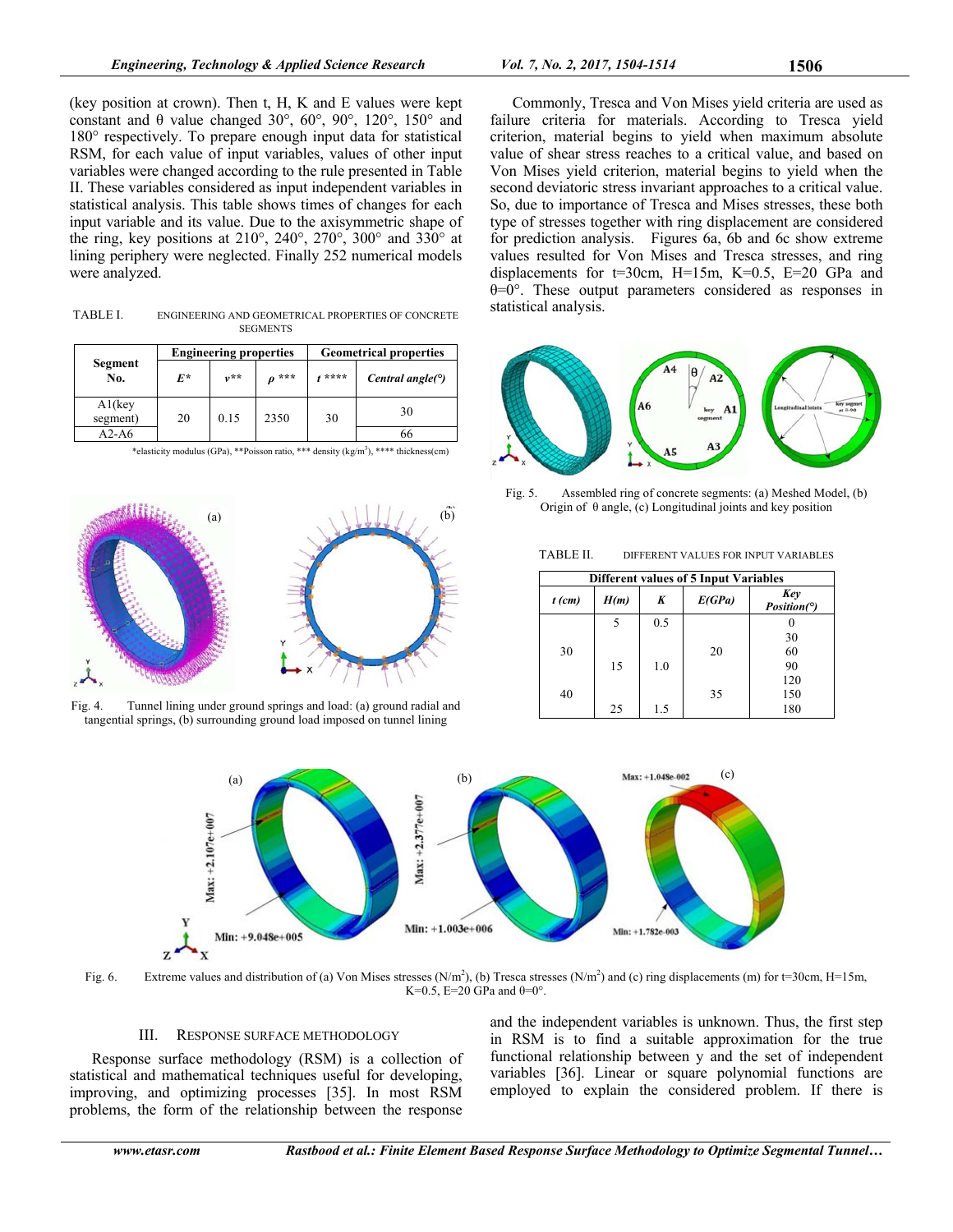(key position at crown). Then t, H, K and E values were kept constant and θ value changed 30°, 60°, 90°, 120°, 150° and 180° respectively. To prepare enough input data for statistical RSM, for each value of input variables, values of other input variables were changed according to the rule presented in Table II. These variables considered as input independent variables in statistical analysis. This table shows times of changes for each input variable and its value. Due to the axisymmetric shape of the ring, key positions at 210°, 240°, 270°, 300° and 330° at lining periphery were neglected. Finally 252 numerical models were analyzed.

TABLE I. ENGINEERING AND GEOMETRICAL PROPERTIES OF CONCRETE SEGMENTS

| Segment No. | Engineering properties | | | Geometrical properties | |
|---|---|---|---|---|---|
| | *E** | *ν*** | *ρ**** | *t***** | *Central angle(°)* |
| A1(key segment) | 20 | 0.15 | 2350 | 30 | 30 |
| A2-A6 | | | | | 66 |

*elasticity modulus (GPa), **Poisson ratio, *** density (kg/m$^3$), **** thickness(cm)

Fig. 4. Tunnel lining under ground springs and load: (a) ground radial and tangential springs, (b) surrounding ground load imposed on tunnel lining

Commonly, Tresca and Von Mises yield criteria are used as failure criteria for materials. According to Tresca yield criterion, material begins to yield when maximum absolute value of shear stress reaches to a critical value, and based on Von Mises yield criterion, material begins to yield when the second deviatoric stress invariant approaches to a critical value. So, due to importance of Tresca and Mises stresses, these both type of stresses together with ring displacement are considered for prediction analysis. Figures 6a, 6b and 6c show extreme values resulted for Von Mises and Tresca stresses, and ring displacements for t=30cm, H=15m, K=0.5, E=20 GPa and θ=0°. These output parameters considered as responses in statistical analysis.

Fig. 5. Assembled ring of concrete segments: (a) Meshed Model, (b) Origin of θ angle, (c) Longitudinal joints and key position

TABLE II. DIFFERENT VALUES FOR INPUT VARIABLES

| Different values of 5 Input Variables | | | | |
|---|---|---|---|---|
| *t (cm)* | *H(m)* | *K* | *E(GPa)* | *Key Position(°)* |
| 30 | 5 | 0.5 | 20 | 0 |
| | | | | 30 |
| | | | | 60 |
| | 15 | 1.0 | | 90 |
| | | | | 120 |
| 40 | | | 35 | 150 |
| | 25 | 1.5 | | 180 |

Fig. 6. Extreme values and distribution of (a) Von Mises stresses (N/m$^2$), (b) Tresca stresses (N/m$^2$) and (c) ring displacements (m) for t=30cm, H=15m, K=0.5, E=20 GPa and θ=0°.

## III. RESPONSE SURFACE METHODOLOGY

Response surface methodology (RSM) is a collection of statistical and mathematical techniques useful for developing, improving, and optimizing processes [35]. In most RSM problems, the form of the relationship between the response and the independent variables is unknown. Thus, the first step in RSM is to find a suitable approximation for the true functional relationship between y and the set of independent variables [36]. Linear or square polynomial functions are employed to explain the considered problem. If there is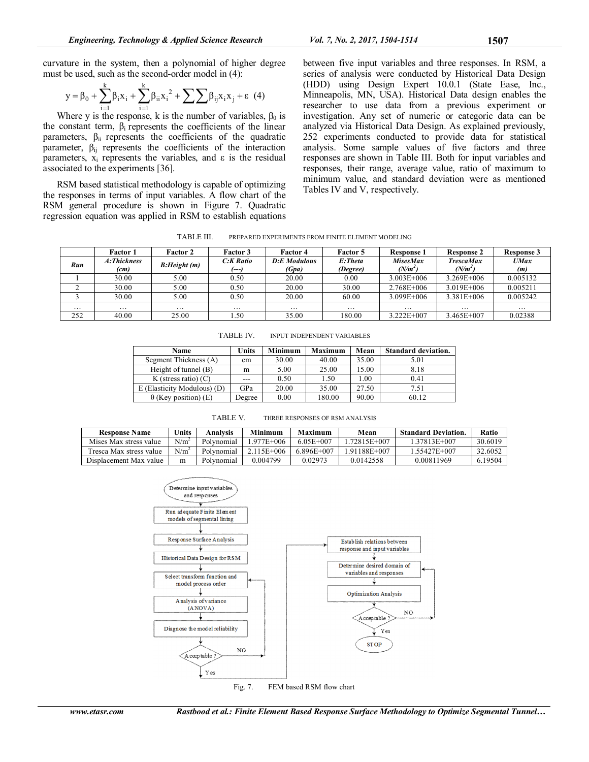curvature in the system, then a polynomial of higher degree must be used, such as the second-order model in (4):

$$y = \beta_0 + \sum_{i=1}^{k}\beta_i x_i + \sum_{i=1}^{k}\beta_{ii} x_i^2 + \sum\sum \beta_{ij} x_i x_j + \varepsilon \quad (4)$$

Where y is the response, k is the number of variables, $\beta_0$ is the constant term, $\beta_i$ represents the coefficients of the linear parameters, $\beta_{ii}$ represents the coefficients of the quadratic parameter, $\beta_{ij}$ represents the coefficients of the interaction parameters, $x_i$ represents the variables, and $\varepsilon$ is the residual associated to the experiments [36].

RSM based statistical methodology is capable of optimizing the responses in terms of input variables. A flow chart of the RSM general procedure is shown in Figure 7. Quadratic regression equation was applied in RSM to establish equations between five input variables and three responses. In RSM, a series of analysis were conducted by Historical Data Design (HDD) using Design Expert 10.0.1 (State Ease, Inc., Minneapolis, MN, USA). Historical Data design enables the researcher to use data from a previous experiment or investigation. Any set of numeric or categoric data can be analyzed via Historical Data Design. As explained previously, 252 experiments conducted to provide data for statistical analysis. Some sample values of five factors and three responses are shown in Table III. Both for input variables and responses, their range, average value, ratio of maximum to minimum value, and standard deviation were as mentioned Tables IV and V, respectively.

TABLE III. PREPARED EXPERIMENTS FROM FINITE ELEMENT MODELING

| Run | Factor 1<br>*A:Thickness (cm)* | Factor 2<br>*B:Height (m)* | Factor 3<br>*C:K Ratio (---)* | Factor 4<br>*D:E Modulous (Gpa)* | Factor 5<br>*E:Theta (Degree)* | Response 1<br>*MisesMax ($N/m^2$)* | Response 2<br>*TrescaMax ($N/m^2$)* | Response 3<br>*UMax (m)* |
|---|---|---|---|---|---|---|---|---|
| 1 | 30.00 | 5.00 | 0.50 | 20.00 | 0.00 | 3.003E+006 | 3.269E+006 | 0.005132 |
| 2 | 30.00 | 5.00 | 0.50 | 20.00 | 30.00 | 2.768E+006 | 3.019E+006 | 0.005211 |
| 3 | 30.00 | 5.00 | 0.50 | 20.00 | 60.00 | 3.099E+006 | 3.381E+006 | 0.005242 |
| … | … | … | … | … | … | … | … | … |
| 252 | 40.00 | 25.00 | 1.50 | 35.00 | 180.00 | 3.222E+007 | 3.465E+007 | 0.02388 |

TABLE IV. INPUT INDEPENDENT VARIABLES

| Name | Units | Minimum | Maximum | Mean | Standard deviation. |
|---|---|---|---|---|---|
| Segment Thickness (A) | cm | 30.00 | 40.00 | 35.00 | 5.01 |
| Height of tunnel (B) | m | 5.00 | 25.00 | 15.00 | 8.18 |
| K (stress ratio) (C) | --- | 0.50 | 1.50 | 1.00 | 0.41 |
| E (Elasticity Modulous) (D) | GPa | 20.00 | 35.00 | 27.50 | 7.51 |
| θ (Key position) (E) | Degree | 0.00 | 180.00 | 90.00 | 60.12 |

TABLE V. THREE RESPONSES OF RSM ANALYSIS

| Response Name | Units | Analysis | Minimum | Maximum | Mean | Standard Deviation. | Ratio |
|---|---|---|---|---|---|---|---|
| Mises Max stress value | $N/m^2$ | Polynomial | 1.977E+006 | 6.05E+007 | 1.72815E+007 | 1.37813E+007 | 30.6019 |
| Tresca Max stress value | $N/m^2$ | Polynomial | 2.115E+006 | 6.896E+007 | 1.91188E+007 | 1.55427E+007 | 32.6052 |
| Displacement Max value | m | Polynomial | 0.004799 | 0.02973 | 0.0142558 | 0.00811969 | 6.19504 |

Determine input variables and responses → Run adequate Finite Element models of segmental lining → Response Surface Analysis → Historical Data Design for RSM → Select transform function and model process order → Analysis of variance (ANOVA) → Diagnose the model reliability → Acceptable? (NO: back to Select transform function and model process order; Yes: continue) → Establish relations between response and input variables → Determine desired domain of variables and responses → Optimization Analysis → Acceptable? (NO: back to Determine desired domain of variables and responses; Yes: STOP)

Fig. 7. FEM based RSM flow chart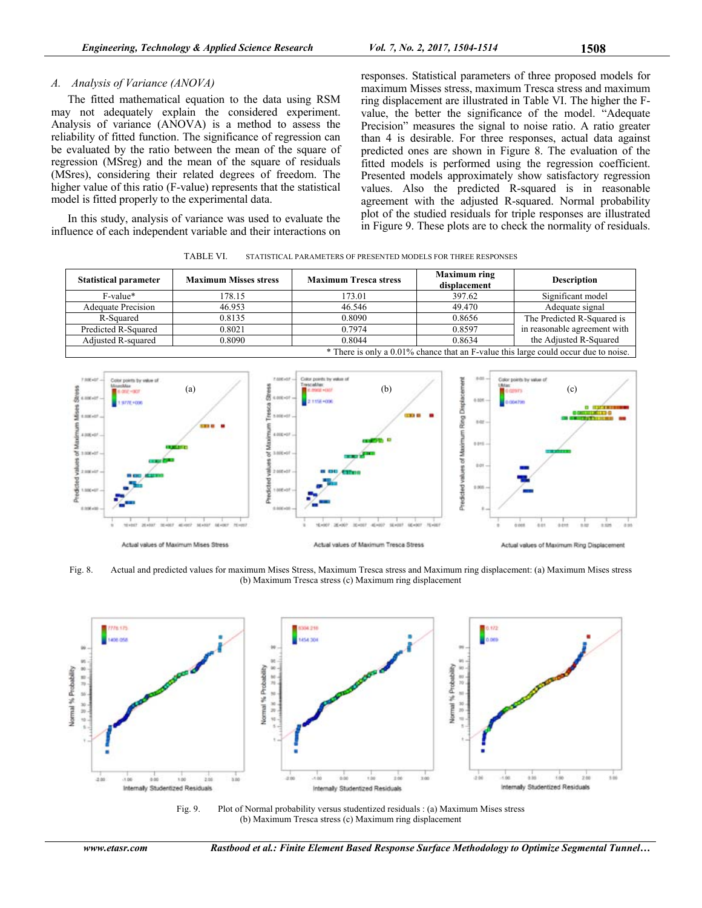### A. Analysis of Variance (ANOVA)

The fitted mathematical equation to the data using RSM may not adequately explain the considered experiment. Analysis of variance (ANOVA) is a method to assess the reliability of fitted function. The significance of regression can be evaluated by the ratio between the mean of the square of regression (MSreg) and the mean of the square of residuals (MSres), considering their related degrees of freedom. The higher value of this ratio (F-value) represents that the statistical model is fitted properly to the experimental data.

In this study, analysis of variance was used to evaluate the influence of each independent variable and their interactions on responses. Statistical parameters of three proposed models for maximum Misses stress, maximum Tresca stress and maximum ring displacement are illustrated in Table VI. The higher the F-value, the better the significance of the model. "Adequate Precision" measures the signal to noise ratio. A ratio greater than 4 is desirable. For three responses, actual data against predicted ones are shown in Figure 8. The evaluation of the fitted models is performed using the regression coefficient. Presented models approximately show satisfactory regression values. Also the predicted R-squared is in reasonable agreement with the adjusted R-squared. Normal probability plot of the studied residuals for triple responses are illustrated in Figure 9. These plots are to check the normality of residuals.

TABLE VI. STATISTICAL PARAMETERS OF PRESENTED MODELS FOR THREE RESPONSES

| Statistical parameter | Maximum Misses stress | Maximum Tresca stress | Maximum ring displacement | Description |
|---|---|---|---|---|
| F-value* | 178.15 | 173.01 | 397.62 | Significant model |
| Adequate Precision | 46.953 | 46.546 | 49.470 | Adequate signal |
| R-Squared | 0.8135 | 0.8090 | 0.8656 | The Predicted R-Squared is in reasonable agreement with the Adjusted R-Squared |
| Predicted R-Squared | 0.8021 | 0.7974 | 0.8597 | |
| Adjusted R-squared | 0.8090 | 0.8044 | 0.8634 | |

\* There is only a 0.01% chance that an F-value this large could occur due to noise.

Fig. 8. Actual and predicted values for maximum Mises Stress, Maximum Tresca stress and Maximum ring displacement: (a) Maximum Mises stress (b) Maximum Tresca stress (c) Maximum ring displacement

Fig. 9. Plot of Normal probability versus studentized residuals : (a) Maximum Mises stress (b) Maximum Tresca stress (c) Maximum ring displacement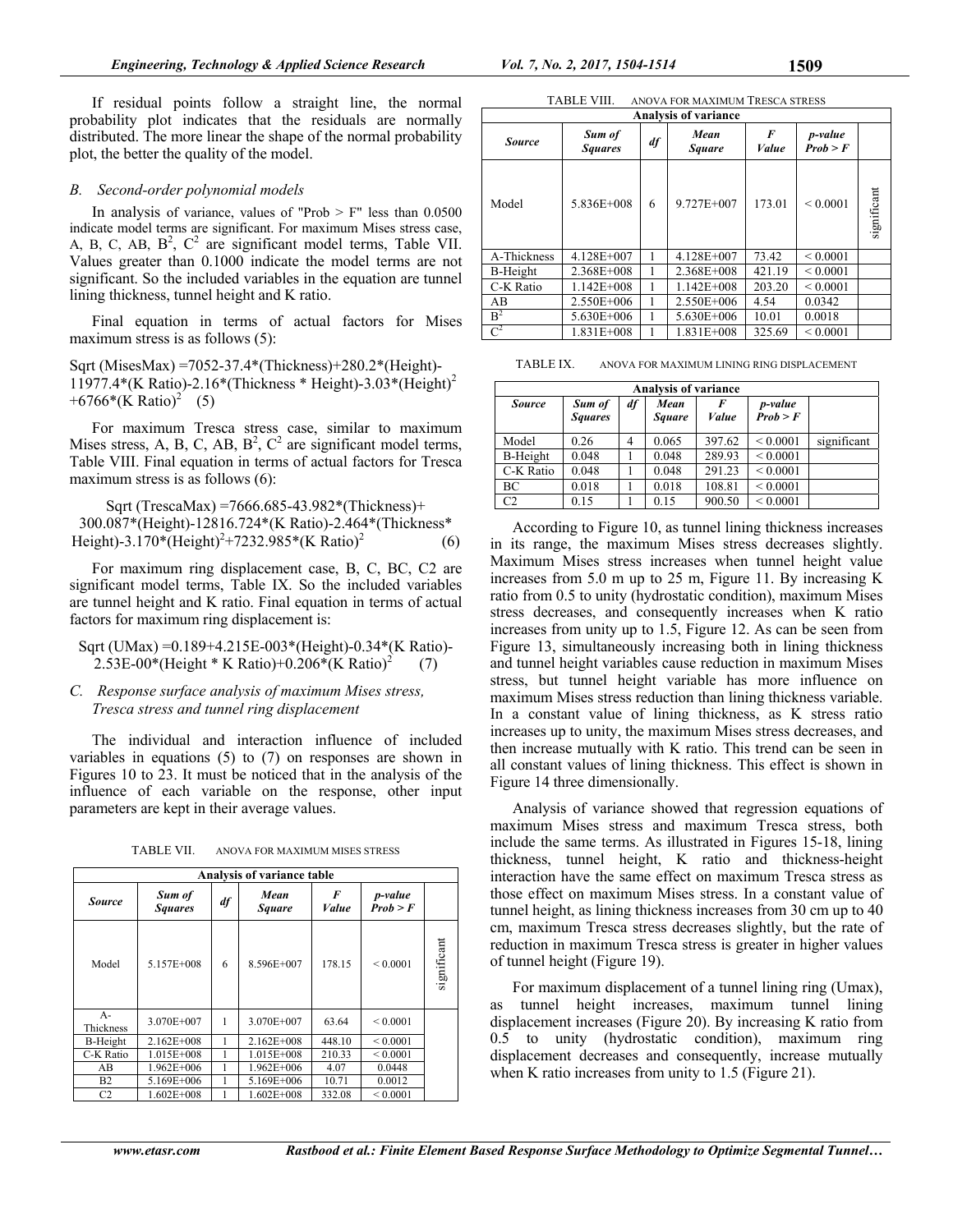If residual points follow a straight line, the normal probability plot indicates that the residuals are normally distributed. The more linear the shape of the normal probability plot, the better the quality of the model.

### *B. Second-order polynomial models*

In analysis of variance, values of "Prob > F" less than 0.0500 indicate model terms are significant. For maximum Mises stress case, A, B, C, AB, $B^2$, $C^2$ are significant model terms, Table VII. Values greater than 0.1000 indicate the model terms are not significant. So the included variables in the equation are tunnel lining thickness, tunnel height and K ratio.

Final equation in terms of actual factors for Mises maximum stress is as follows (5):

$$\text{Sqrt (MisesMax)} = 7052 - 37.4*(\text{Thickness}) + 280.2*(\text{Height}) - 11977.4*(\text{K Ratio}) - 2.16*(\text{Thickness} * \text{Height}) - 3.03*(\text{Height})^2 + 6766*(\text{K Ratio})^2 \quad (5)$$

For maximum Tresca stress case, similar to maximum Mises stress, A, B, C, AB, $B^2$, $C^2$ are significant model terms, Table VIII. Final equation in terms of actual factors for Tresca maximum stress is as follows (6):

$$\text{Sqrt (TrescaMax)} = 7666.685 - 43.982*(\text{Thickness}) + 300.087*(\text{Height}) - 12816.724*(\text{K Ratio}) - 2.464*(\text{Thickness}*\text{Height}) - 3.170*(\text{Height})^2 + 7232.985*(\text{K Ratio})^2 \quad (6)$$

For maximum ring displacement case, B, C, BC, C2 are significant model terms, Table IX. So the included variables are tunnel height and K ratio. Final equation in terms of actual factors for maximum ring displacement is:

$$\text{Sqrt (UMax)} = 0.189 + 4.215\text{E-}003*(\text{Height}) - 0.34*(\text{K Ratio}) - 2.53\text{E-}00*(\text{Height} * \text{K Ratio}) + 0.206*(\text{K Ratio})^2 \quad (7)$$

### *C. Response surface analysis of maximum Mises stress, Tresca stress and tunnel ring displacement*

The individual and interaction influence of included variables in equations (5) to (7) on responses are shown in Figures 10 to 23. It must be noticed that in the analysis of the influence of each variable on the response, other input parameters are kept in their average values.

TABLE VII. ANOVA FOR MAXIMUM MISES STRESS

| Analysis of variance table | | | | | | |
|---|---|---|---|---|---|---|
| *Source* | *Sum of Squares* | *df* | *Mean Square* | *F Value* | *p-value Prob > F* | |
| Model | 5.157E+008 | 6 | 8.596E+007 | 178.15 | < 0.0001 | significant |
| A-Thickness | 3.070E+007 | 1 | 3.070E+007 | 63.64 | < 0.0001 | |
| B-Height | 2.162E+008 | 1 | 2.162E+008 | 448.10 | < 0.0001 | |
| C-K Ratio | 1.015E+008 | 1 | 1.015E+008 | 210.33 | < 0.0001 | |
| AB | 1.962E+006 | 1 | 1.962E+006 | 4.07 | 0.0448 | |
| B2 | 5.169E+006 | 1 | 5.169E+006 | 10.71 | 0.0012 | |
| C2 | 1.602E+008 | 1 | 1.602E+008 | 332.08 | < 0.0001 | |

TABLE VIII. ANOVA FOR MAXIMUM TRESCA STRESS

| Analysis of variance | | | | | | |
|---|---|---|---|---|---|---|
| *Source* | *Sum of Squares* | *df* | *Mean Square* | *F Value* | *p-value Prob > F* | |
| Model | 5.836E+008 | 6 | 9.727E+007 | 173.01 | < 0.0001 | significant |
| A-Thickness | 4.128E+007 | 1 | 4.128E+007 | 73.42 | < 0.0001 | |
| B-Height | 2.368E+008 | 1 | 2.368E+008 | 421.19 | < 0.0001 | |
| C-K Ratio | 1.142E+008 | 1 | 1.142E+008 | 203.20 | < 0.0001 | |
| AB | 2.550E+006 | 1 | 2.550E+006 | 4.54 | 0.0342 | |
| $B^2$ | 5.630E+006 | 1 | 5.630E+006 | 10.01 | 0.0018 | |
| $C^2$ | 1.831E+008 | 1 | 1.831E+008 | 325.69 | < 0.0001 | |

TABLE IX. ANOVA FOR MAXIMUM LINING RING DISPLACEMENT

| Analysis of variance | | | | | | |
|---|---|---|---|---|---|---|
| *Source* | *Sum of Squares* | *df* | *Mean Square* | *F Value* | *p-value Prob > F* | |
| Model | 0.26 | 4 | 0.065 | 397.62 | < 0.0001 | significant |
| B-Height | 0.048 | 1 | 0.048 | 289.93 | < 0.0001 | |
| C-K Ratio | 0.048 | 1 | 0.048 | 291.23 | < 0.0001 | |
| BC | 0.018 | 1 | 0.018 | 108.81 | < 0.0001 | |
| C2 | 0.15 | 1 | 0.15 | 900.50 | < 0.0001 | |

According to Figure 10, as tunnel lining thickness increases in its range, the maximum Mises stress decreases slightly. Maximum Mises stress increases when tunnel height value increases from 5.0 m up to 25 m, Figure 11. By increasing K ratio from 0.5 to unity (hydrostatic condition), maximum Mises stress decreases, and consequently increases when K ratio increases from unity up to 1.5, Figure 12. As can be seen from Figure 13, simultaneously increasing both in lining thickness and tunnel height variables cause reduction in maximum Mises stress, but tunnel height variable has more influence on maximum Mises stress reduction than lining thickness variable. In a constant value of lining thickness, as K stress ratio increases up to unity, the maximum Mises stress decreases, and then increase mutually with K ratio. This trend can be seen in all constant values of lining thickness. This effect is shown in Figure 14 three dimensionally.

Analysis of variance showed that regression equations of maximum Mises stress and maximum Tresca stress, both include the same terms. As illustrated in Figures 15-18, lining thickness, tunnel height, K ratio and thickness-height interaction have the same effect on maximum Tresca stress as those effect on maximum Mises stress. In a constant value of tunnel height, as lining thickness increases from 30 cm up to 40 cm, maximum Tresca stress decreases slightly, but the rate of reduction in maximum Tresca stress is greater in higher values of tunnel height (Figure 19).

For maximum displacement of a tunnel lining ring (Umax), as tunnel height increases, maximum tunnel lining displacement increases (Figure 20). By increasing K ratio from 0.5 to unity (hydrostatic condition), maximum ring displacement decreases and consequently, increase mutually when K ratio increases from unity to 1.5 (Figure 21).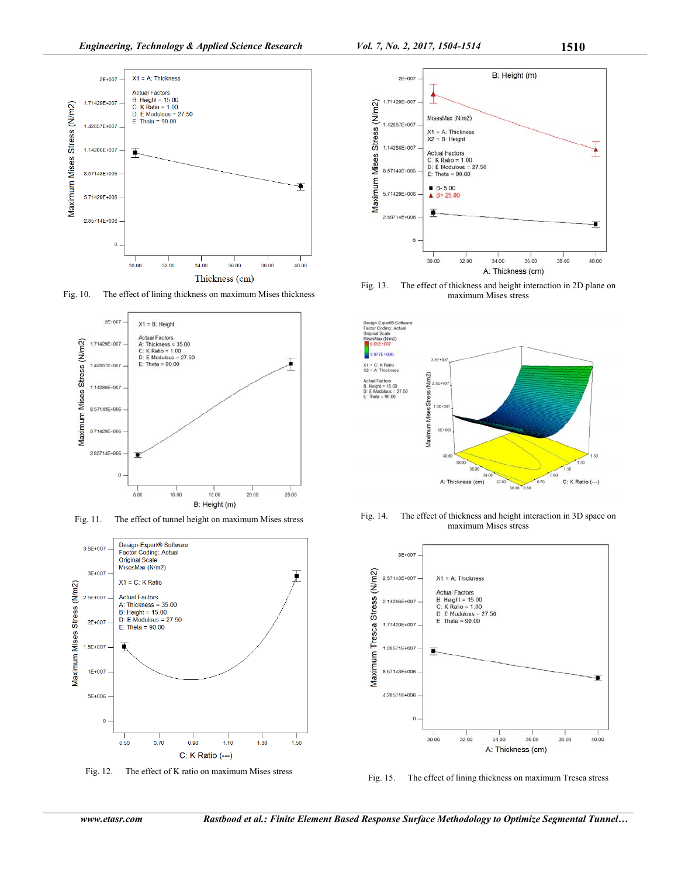Fig. 10. The effect of lining thickness on maximum Mises thickness

Fig. 11. The effect of tunnel height on maximum Mises stress

Fig. 12. The effect of K ratio on maximum Mises stress

Fig. 13. The effect of thickness and height interaction in 2D plane on maximum Mises stress

Fig. 14. The effect of thickness and height interaction in 3D space on maximum Mises stress

Fig. 15. The effect of lining thickness on maximum Tresca stress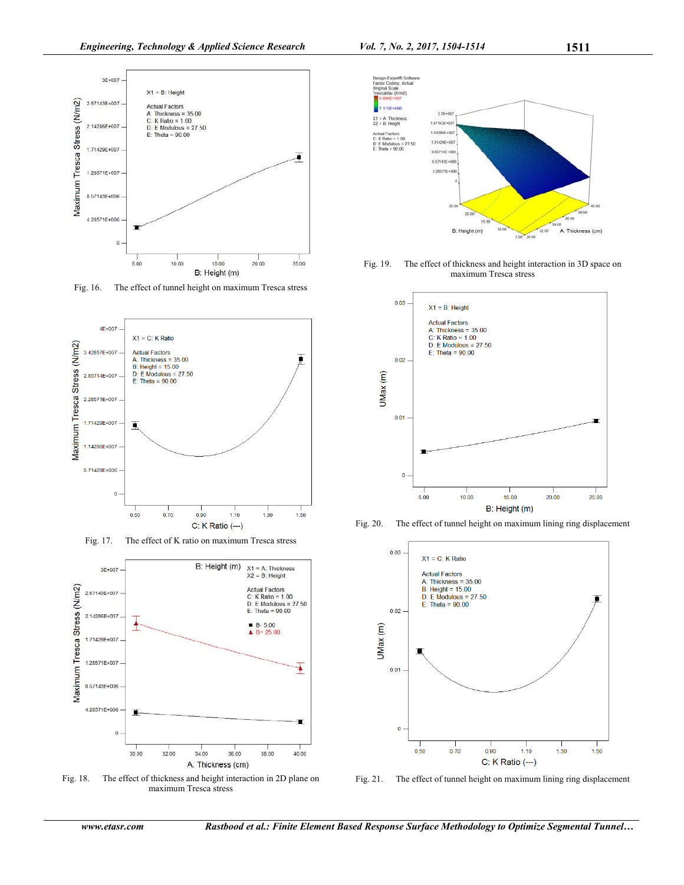Fig. 16. The effect of tunnel height on maximum Tresca stress

Fig. 17. The effect of K ratio on maximum Tresca stress

Fig. 18. The effect of thickness and height interaction in 2D plane on maximum Tresca stress

Fig. 19. The effect of thickness and height interaction in 3D space on maximum Tresca stress

Fig. 20. The effect of tunnel height on maximum lining ring displacement

Fig. 21. The effect of tunnel height on maximum lining ring displacement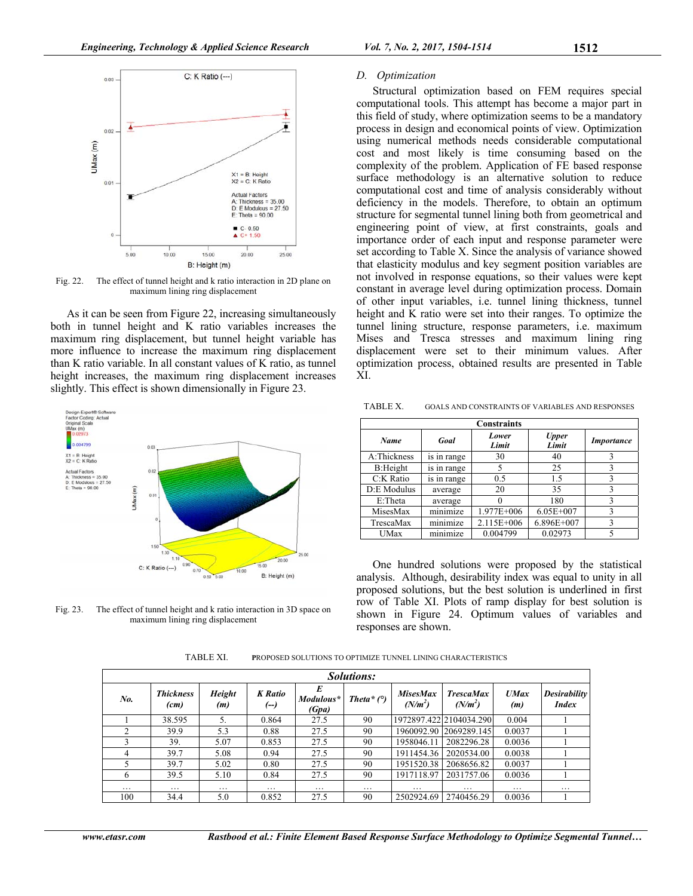Fig. 22. The effect of tunnel height and k ratio interaction in 2D plane on maximum lining ring displacement

As it can be seen from Figure 22, increasing simultaneously both in tunnel height and K ratio variables increases the maximum ring displacement, but tunnel height variable has more influence to increase the maximum ring displacement than K ratio variable. In all constant values of K ratio, as tunnel height increases, the maximum ring displacement increases slightly. This effect is shown dimensionally in Figure 23.

Fig. 23. The effect of tunnel height and k ratio interaction in 3D space on maximum lining ring displacement

### *D. Optimization*

Structural optimization based on FEM requires special computational tools. This attempt has become a major part in this field of study, where optimization seems to be a mandatory process in design and economical points of view. Optimization using numerical methods needs considerable computational cost and most likely is time consuming based on the complexity of the problem. Application of FE based response surface methodology is an alternative solution to reduce computational cost and time of analysis considerably without deficiency in the models. Therefore, to obtain an optimum structure for segmental tunnel lining both from geometrical and engineering point of view, at first constraints, goals and importance order of each input and response parameter were set according to Table X. Since the analysis of variance showed that elasticity modulus and key segment position variables are not involved in response equations, so their values were kept constant in average level during optimization process. Domain of other input variables, i.e. tunnel lining thickness, tunnel height and K ratio were set into their ranges. To optimize the tunnel lining structure, response parameters, i.e. maximum Mises and Tresca stresses and maximum lining ring displacement were set to their minimum values. After optimization process, obtained results are presented in Table XI.

TABLE X. GOALS AND CONSTRAINTS OF VARIABLES AND RESPONSES

| Constraints | | | | |
|---|---|---|---|---|
| ***Name*** | ***Goal*** | ***Lower Limit*** | ***Upper Limit*** | ***Importance*** |
| A:Thickness | is in range | 30 | 40 | 3 |
| B:Height | is in range | 5 | 25 | 3 |
| C:K Ratio | is in range | 0.5 | 1.5 | 3 |
| D:E Modulus | average | 20 | 35 | 3 |
| E:Theta | average | 0 | 180 | 3 |
| MisesMax | minimize | 1.977E+006 | 6.05E+007 | 3 |
| TrescaMax | minimize | 2.115E+006 | 6.896E+007 | 3 |
| UMax | minimize | 0.004799 | 0.02973 | 5 |

One hundred solutions were proposed by the statistical analysis. Although, desirability index was equal to unity in all proposed solutions, but the best solution is underlined in first row of Table XI. Plots of ramp display for best solution is shown in Figure 24. Optimum values of variables and responses are shown.

TABLE XI. PROPOSED SOLUTIONS TO OPTIMIZE TUNNEL LINING CHARACTERISTICS

| ***Solutions:*** | | | | | | | | | |
|---|---|---|---|---|---|---|---|---|---|
| ***No.*** | ***Thickness (cm)*** | ***Height (m)*** | ***K Ratio (--)*** | ***E Modulus* (Gpa)*** | ***Theta* (°)*** | ***MisesMax ($N/m^2$)*** | ***TrescaMax ($N/m^2$)*** | ***UMax (m)*** | ***Desirability Index*** |
| 1 | 38.595 | 5. | 0.864 | 27.5 | 90 | 1972897.422 | 2104034.290 | 0.004 | 1 |
| 2 | 39.9 | 5.3 | 0.88 | 27.5 | 90 | 1960092.90 | 2069289.145 | 0.0037 | 1 |
| 3 | 39. | 5.07 | 0.853 | 27.5 | 90 | 1958046.11 | 2082296.28 | 0.0036 | 1 |
| 4 | 39.7 | 5.08 | 0.94 | 27.5 | 90 | 1911454.36 | 2020534.00 | 0.0038 | 1 |
| 5 | 39.7 | 5.02 | 0.80 | 27.5 | 90 | 1951520.38 | 2068656.82 | 0.0037 | 1 |
| 6 | 39.5 | 5.10 | 0.84 | 27.5 | 90 | 1917118.97 | 2031757.06 | 0.0036 | 1 |
| … | … | … | … | … | … | … | … | … | … |
| 100 | 34.4 | 5.0 | 0.852 | 27.5 | 90 | 2502924.69 | 2740456.29 | 0.0036 | 1 |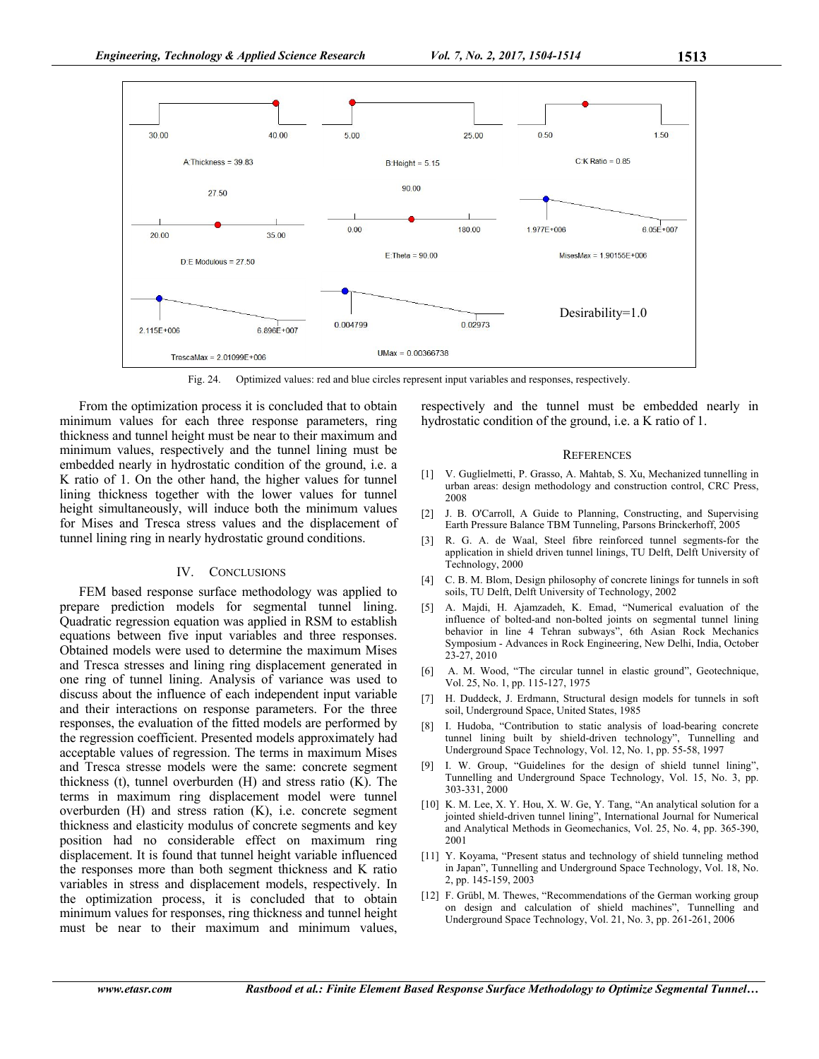Fig. 24. Optimized values: red and blue circles represent input variables and responses, respectively.

From the optimization process it is concluded that to obtain minimum values for each three response parameters, ring thickness and tunnel height must be near to their maximum and minimum values, respectively and the tunnel lining must be embedded nearly in hydrostatic condition of the ground, i.e. a K ratio of 1. On the other hand, the higher values for tunnel lining thickness together with the lower values for tunnel height simultaneously, will induce both the minimum values for Mises and Tresca stress values and the displacement of tunnel lining ring in nearly hydrostatic ground conditions.

## IV. CONCLUSIONS

FEM based response surface methodology was applied to prepare prediction models for segmental tunnel lining. Quadratic regression equation was applied in RSM to establish equations between five input variables and three responses. Obtained models were used to determine the maximum Mises and Tresca stresses and lining ring displacement generated in one ring of tunnel lining. Analysis of variance was used to discuss about the influence of each independent input variable and their interactions on response parameters. For the three responses, the evaluation of the fitted models are performed by the regression coefficient. Presented models approximately had acceptable values of regression. The terms in maximum Mises and Tresca stresse models were the same: concrete segment thickness (t), tunnel overburden (H) and stress ratio (K). The terms in maximum ring displacement model were tunnel overburden (H) and stress ration (K), i.e. concrete segment thickness and elasticity modulus of concrete segments and key position had no considerable effect on maximum ring displacement. It is found that tunnel height variable influenced the responses more than both segment thickness and K ratio variables in stress and displacement models, respectively. In the optimization process, it is concluded that to obtain minimum values for responses, ring thickness and tunnel height must be near to their maximum and minimum values, respectively and the tunnel must be embedded nearly in hydrostatic condition of the ground, i.e. a K ratio of 1.

## REFERENCES

[1] V. Guglielmetti, P. Grasso, A. Mahtab, S. Xu, Mechanized tunnelling in urban areas: design methodology and construction control, CRC Press, 2008

[2] J. B. O'Carroll, A Guide to Planning, Constructing, and Supervising Earth Pressure Balance TBM Tunneling, Parsons Brinckerhoff, 2005

[3] R. G. A. de Waal, Steel fibre reinforced tunnel segments-for the application in shield driven tunnel linings, TU Delft, Delft University of Technology, 2000

[4] C. B. M. Blom, Design philosophy of concrete linings for tunnels in soft soils, TU Delft, Delft University of Technology, 2002

[5] A. Majdi, H. Ajamzadeh, K. Emad, "Numerical evaluation of the influence of bolted-and non-bolted joints on segmental tunnel lining behavior in line 4 Tehran subways", 6th Asian Rock Mechanics Symposium - Advances in Rock Engineering, New Delhi, India, October 23-27, 2010

[6] A. M. Wood, "The circular tunnel in elastic ground", Geotechnique, Vol. 25, No. 1, pp. 115-127, 1975

[7] H. Duddeck, J. Erdmann, Structural design models for tunnels in soft soil, Underground Space, United States, 1985

[8] I. Hudoba, "Contribution to static analysis of load-bearing concrete tunnel lining built by shield-driven technology", Tunnelling and Underground Space Technology, Vol. 12, No. 1, pp. 55-58, 1997

[9] I. W. Group, "Guidelines for the design of shield tunnel lining", Tunnelling and Underground Space Technology, Vol. 15, No. 3, pp. 303-331, 2000

[10] K. M. Lee, X. Y. Hou, X. W. Ge, Y. Tang, "An analytical solution for a jointed shield-driven tunnel lining", International Journal for Numerical and Analytical Methods in Geomechanics, Vol. 25, No. 4, pp. 365-390, 2001

[11] Y. Koyama, "Present status and technology of shield tunneling method in Japan", Tunnelling and Underground Space Technology, Vol. 18, No. 2, pp. 145-159, 2003

[12] F. Grübl, M. Thewes, "Recommendations of the German working group on design and calculation of shield machines", Tunnelling and Underground Space Technology, Vol. 21, No. 3, pp. 261-261, 2006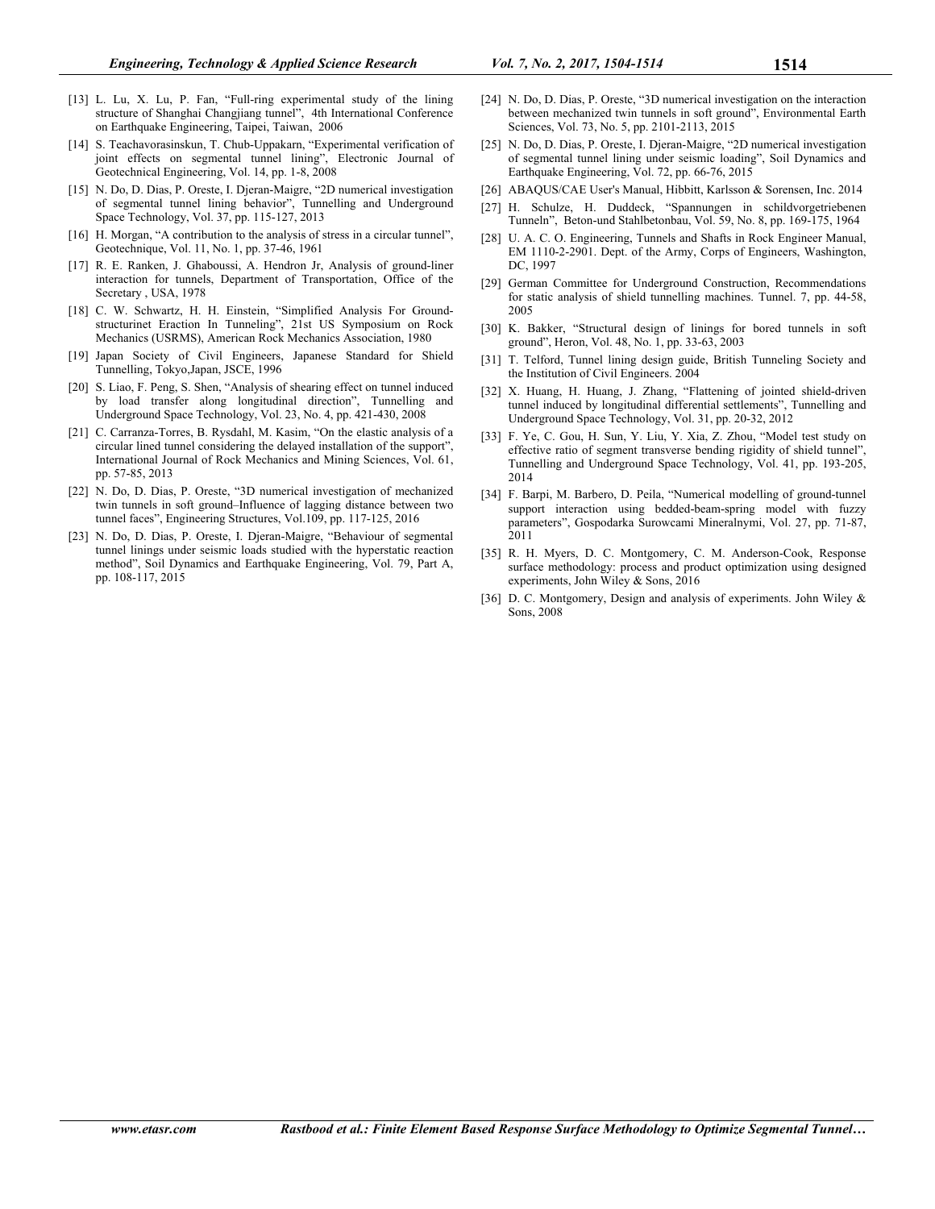[13] L. Lu, X. Lu, P. Fan, “Full-ring experimental study of the lining structure of Shanghai Changjiang tunnel”, 4th International Conference on Earthquake Engineering, Taipei, Taiwan, 2006

[14] S. Teachavorasinskun, T. Chub-Uppakarn, “Experimental verification of joint effects on segmental tunnel lining”, Electronic Journal of Geotechnical Engineering, Vol. 14, pp. 1-8, 2008

[15] N. Do, D. Dias, P. Oreste, I. Djeran-Maigre, “2D numerical investigation of segmental tunnel lining behavior”, Tunnelling and Underground Space Technology, Vol. 37, pp. 115-127, 2013

[16] H. Morgan, “A contribution to the analysis of stress in a circular tunnel”, Geotechnique, Vol. 11, No. 1, pp. 37-46, 1961

[17] R. E. Ranken, J. Ghaboussi, A. Hendron Jr, Analysis of ground-liner interaction for tunnels, Department of Transportation, Office of the Secretary , USA, 1978

[18] C. W. Schwartz, H. H. Einstein, “Simplified Analysis For Ground-structurinet Eraction In Tunneling”, 21st US Symposium on Rock Mechanics (USRMS), American Rock Mechanics Association, 1980

[19] Japan Society of Civil Engineers, Japanese Standard for Shield Tunnelling, Tokyo,Japan, JSCE, 1996

[20] S. Liao, F. Peng, S. Shen, “Analysis of shearing effect on tunnel induced by load transfer along longitudinal direction”, Tunnelling and Underground Space Technology, Vol. 23, No. 4, pp. 421-430, 2008

[21] C. Carranza-Torres, B. Rysdahl, M. Kasim, “On the elastic analysis of a circular lined tunnel considering the delayed installation of the support”, International Journal of Rock Mechanics and Mining Sciences, Vol. 61, pp. 57-85, 2013

[22] N. Do, D. Dias, P. Oreste, “3D numerical investigation of mechanized twin tunnels in soft ground–Influence of lagging distance between two tunnel faces”, Engineering Structures, Vol.109, pp. 117-125, 2016

[23] N. Do, D. Dias, P. Oreste, I. Djeran-Maigre, “Behaviour of segmental tunnel linings under seismic loads studied with the hyperstatic reaction method”, Soil Dynamics and Earthquake Engineering, Vol. 79, Part A, pp. 108-117, 2015

[24] N. Do, D. Dias, P. Oreste, “3D numerical investigation on the interaction between mechanized twin tunnels in soft ground”, Environmental Earth Sciences, Vol. 73, No. 5, pp. 2101-2113, 2015

[25] N. Do, D. Dias, P. Oreste, I. Djeran-Maigre, “2D numerical investigation of segmental tunnel lining under seismic loading”, Soil Dynamics and Earthquake Engineering, Vol. 72, pp. 66-76, 2015

[26] ABAQUS/CAE User's Manual, Hibbitt, Karlsson & Sorensen, Inc. 2014

[27] H. Schulze, H. Duddeck, “Spannungen in schildvorgetriebenen Tunneln”, Beton-und Stahlbetonbau, Vol. 59, No. 8, pp. 169-175, 1964

[28] U. A. C. O. Engineering, Tunnels and Shafts in Rock Engineer Manual, EM 1110-2-2901. Dept. of the Army, Corps of Engineers, Washington, DC, 1997

[29] German Committee for Underground Construction, Recommendations for static analysis of shield tunnelling machines. Tunnel. 7, pp. 44-58, 2005

[30] K. Bakker, “Structural design of linings for bored tunnels in soft ground”, Heron, Vol. 48, No. 1, pp. 33-63, 2003

[31] T. Telford, Tunnel lining design guide, British Tunneling Society and the Institution of Civil Engineers. 2004

[32] X. Huang, H. Huang, J. Zhang, “Flattening of jointed shield-driven tunnel induced by longitudinal differential settlements”, Tunnelling and Underground Space Technology, Vol. 31, pp. 20-32, 2012

[33] F. Ye, C. Gou, H. Sun, Y. Liu, Y. Xia, Z. Zhou, “Model test study on effective ratio of segment transverse bending rigidity of shield tunnel”, Tunnelling and Underground Space Technology, Vol. 41, pp. 193-205, 2014

[34] F. Barpi, M. Barbero, D. Peila, “Numerical modelling of ground-tunnel support interaction using bedded-beam-spring model with fuzzy parameters”, Gospodarka Surowcami Mineralnymi, Vol. 27, pp. 71-87, 2011

[35] R. H. Myers, D. C. Montgomery, C. M. Anderson-Cook, Response surface methodology: process and product optimization using designed experiments, John Wiley & Sons, 2016

[36] D. C. Montgomery, Design and analysis of experiments. John Wiley & Sons, 2008